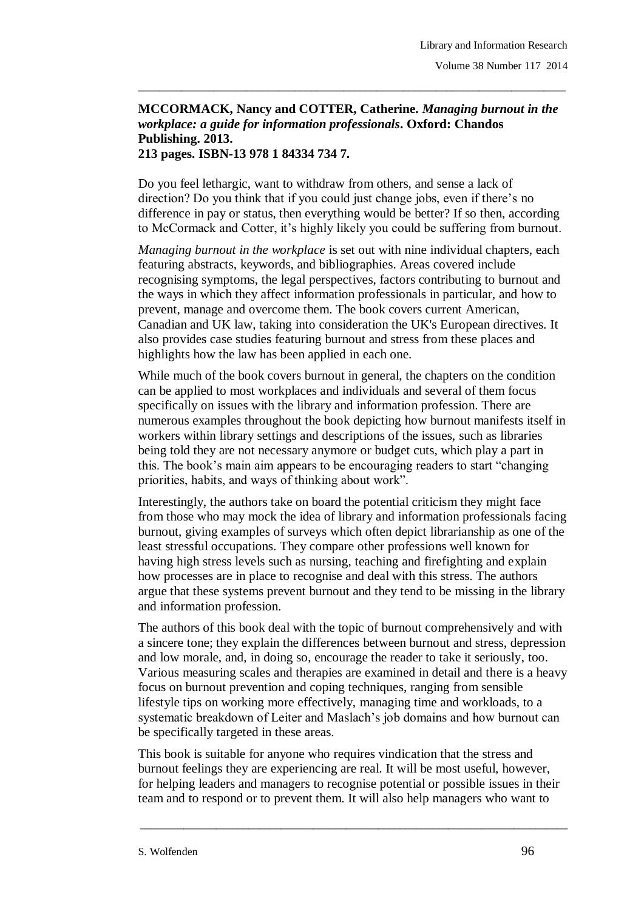**MCCORMACK, Nancy and COTTER, Catherine. *Managing burnout in the workplace: a guide for information professionals*. Oxford: Chandos Publishing. 2013.**
**213 pages. ISBN-13 978 1 84334 734 7.**

Do you feel lethargic, want to withdraw from others, and sense a lack of direction? Do you think that if you could just change jobs, even if there's no difference in pay or status, then everything would be better? If so then, according to McCormack and Cotter, it's highly likely you could be suffering from burnout.

*Managing burnout in the workplace* is set out with nine individual chapters, each featuring abstracts, keywords, and bibliographies. Areas covered include recognising symptoms, the legal perspectives, factors contributing to burnout and the ways in which they affect information professionals in particular, and how to prevent, manage and overcome them. The book covers current American, Canadian and UK law, taking into consideration the UK's European directives. It also provides case studies featuring burnout and stress from these places and highlights how the law has been applied in each one.

While much of the book covers burnout in general, the chapters on the condition can be applied to most workplaces and individuals and several of them focus specifically on issues with the library and information profession. There are numerous examples throughout the book depicting how burnout manifests itself in workers within library settings and descriptions of the issues, such as libraries being told they are not necessary anymore or budget cuts, which play a part in this. The book's main aim appears to be encouraging readers to start "changing priorities, habits, and ways of thinking about work".

Interestingly, the authors take on board the potential criticism they might face from those who may mock the idea of library and information professionals facing burnout, giving examples of surveys which often depict librarianship as one of the least stressful occupations. They compare other professions well known for having high stress levels such as nursing, teaching and firefighting and explain how processes are in place to recognise and deal with this stress. The authors argue that these systems prevent burnout and they tend to be missing in the library and information profession.

The authors of this book deal with the topic of burnout comprehensively and with a sincere tone; they explain the differences between burnout and stress, depression and low morale, and, in doing so, encourage the reader to take it seriously, too. Various measuring scales and therapies are examined in detail and there is a heavy focus on burnout prevention and coping techniques, ranging from sensible lifestyle tips on working more effectively, managing time and workloads, to a systematic breakdown of Leiter and Maslach's job domains and how burnout can be specifically targeted in these areas.

This book is suitable for anyone who requires vindication that the stress and burnout feelings they are experiencing are real. It will be most useful, however, for helping leaders and managers to recognise potential or possible issues in their team and to respond or to prevent them. It will also help managers who want to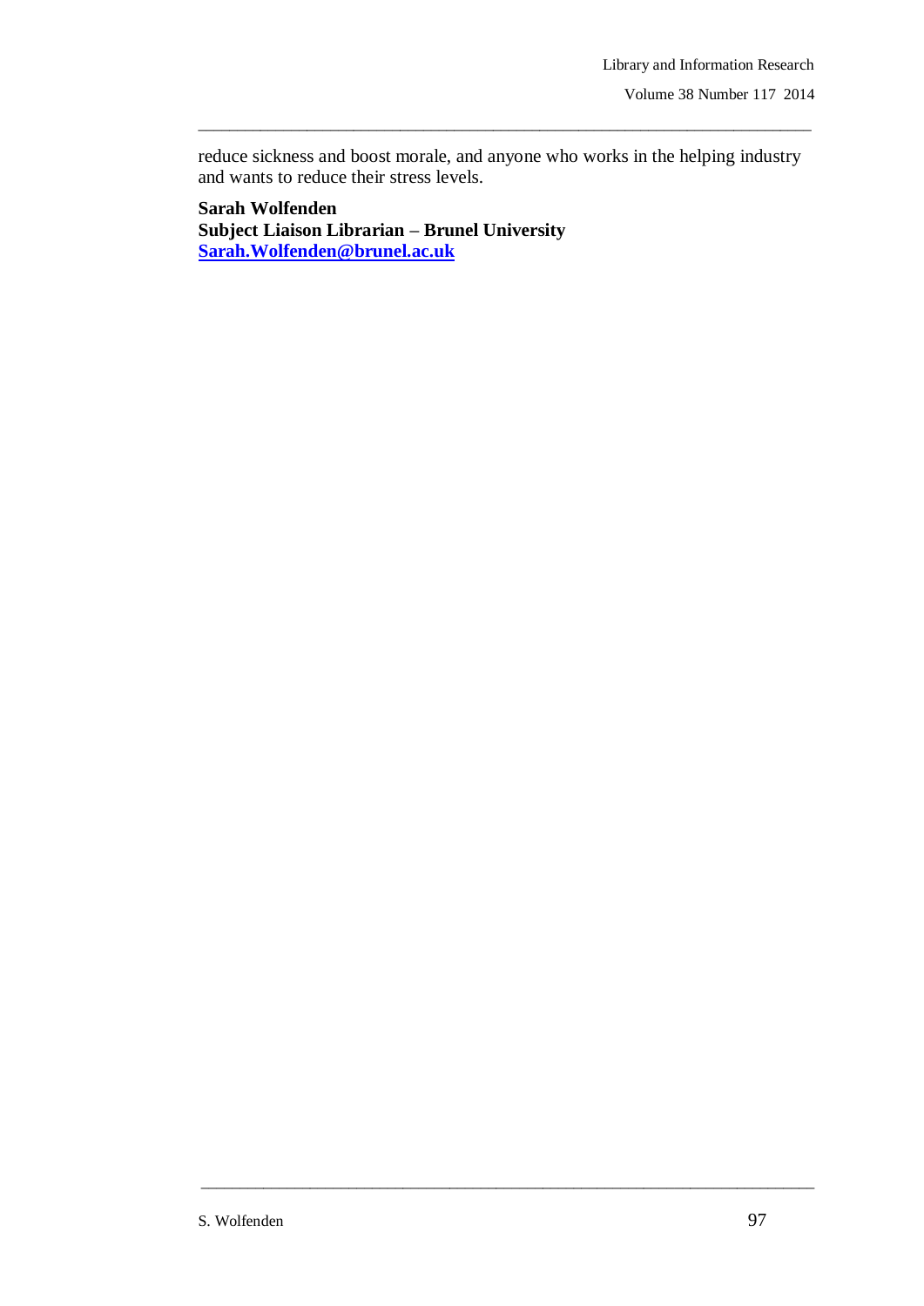reduce sickness and boost morale, and anyone who works in the helping industry and wants to reduce their stress levels.

**Sarah Wolfenden**
**Subject Liaison Librarian – Brunel University**
**[Sarah.Wolfenden@brunel.ac.uk](mailto:Sarah.Wolfenden@brunel.ac.uk)**